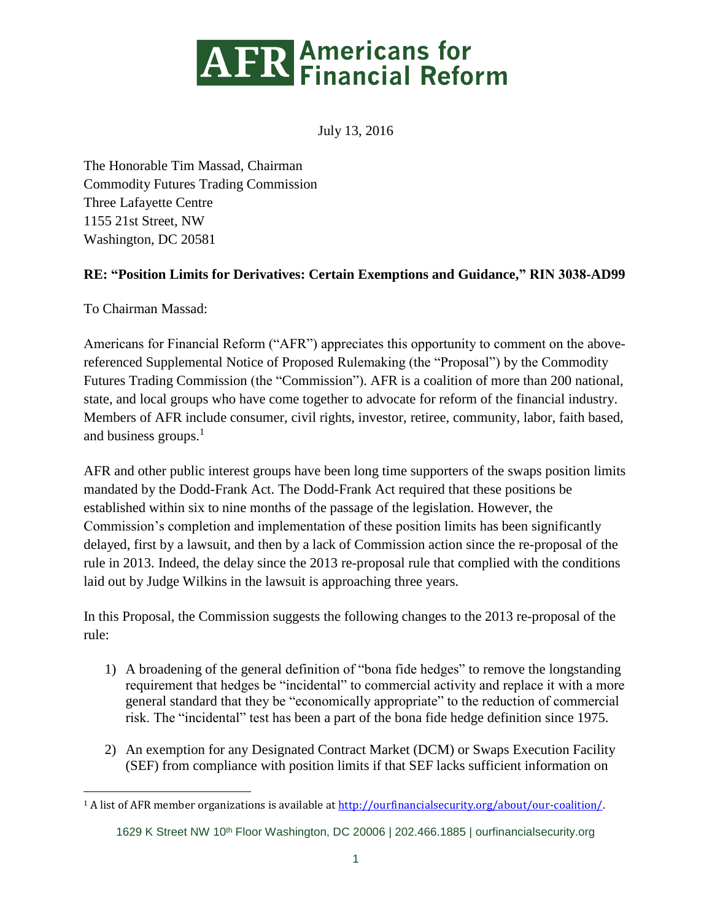# AFR Americans for Financial Reform

July 13, 2016

The Honorable Tim Massad, Chairman
Commodity Futures Trading Commission
Three Lafayette Centre
1155 21st Street, NW
Washington, DC 20581

**RE: "Position Limits for Derivatives: Certain Exemptions and Guidance," RIN 3038-AD99**

To Chairman Massad:

Americans for Financial Reform ("AFR") appreciates this opportunity to comment on the above-referenced Supplemental Notice of Proposed Rulemaking (the "Proposal") by the Commodity Futures Trading Commission (the "Commission"). AFR is a coalition of more than 200 national, state, and local groups who have come together to advocate for reform of the financial industry. Members of AFR include consumer, civil rights, investor, retiree, community, labor, faith based, and business groups.[1]

AFR and other public interest groups have been long time supporters of the swaps position limits mandated by the Dodd-Frank Act. The Dodd-Frank Act required that these positions be established within six to nine months of the passage of the legislation. However, the Commission's completion and implementation of these position limits has been significantly delayed, first by a lawsuit, and then by a lack of Commission action since the re-proposal of the rule in 2013. Indeed, the delay since the 2013 re-proposal rule that complied with the conditions laid out by Judge Wilkins in the lawsuit is approaching three years.

In this Proposal, the Commission suggests the following changes to the 2013 re-proposal of the rule:

1) A broadening of the general definition of "bona fide hedges" to remove the longstanding requirement that hedges be "incidental" to commercial activity and replace it with a more general standard that they be "economically appropriate" to the reduction of commercial risk. The "incidental" test has been a part of the bona fide hedge definition since 1975.

2) An exemption for any Designated Contract Market (DCM) or Swaps Execution Facility (SEF) from compliance with position limits if that SEF lacks sufficient information on

---

[1] A list of AFR member organizations is available at http://ourfinancialsecurity.org/about/our-coalition/.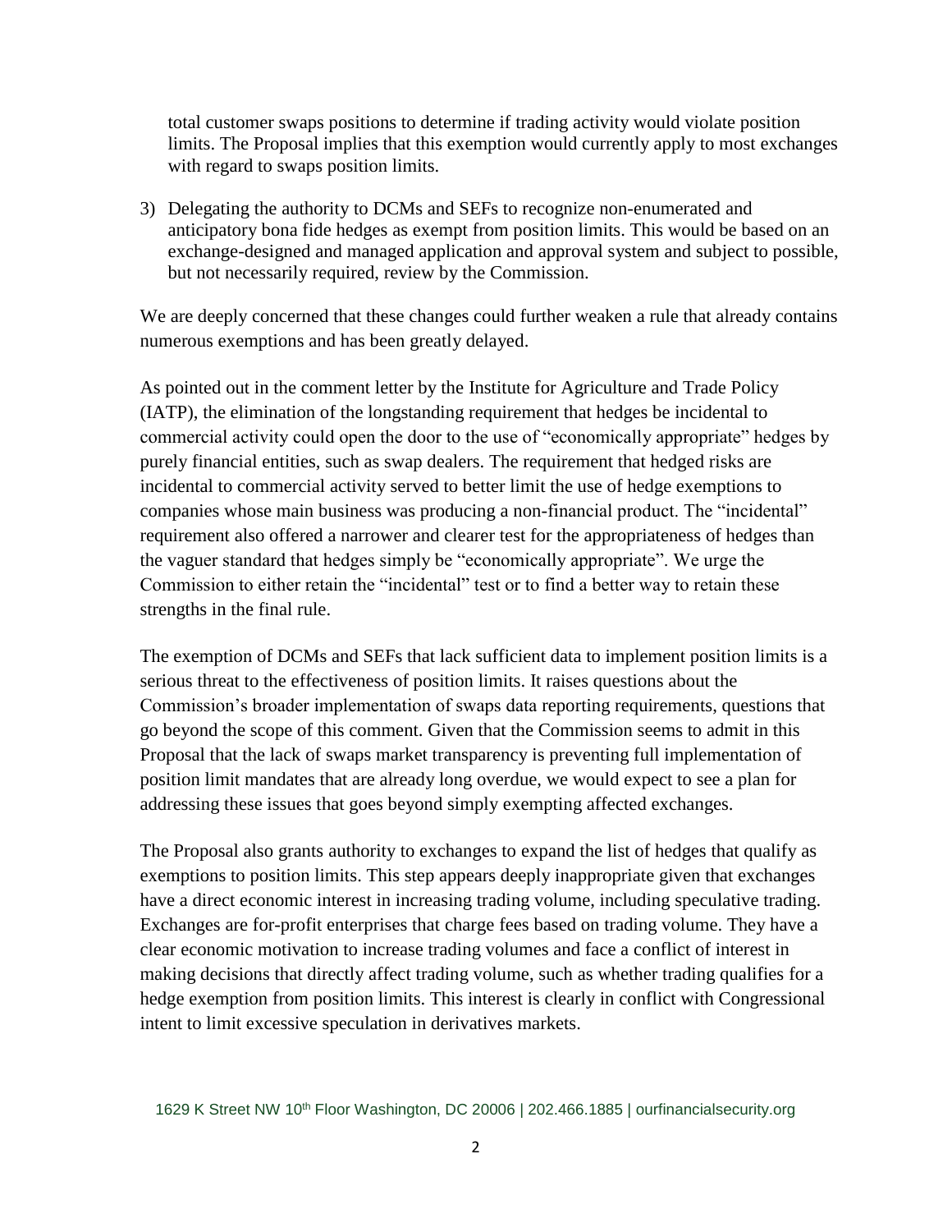total customer swaps positions to determine if trading activity would violate position limits. The Proposal implies that this exemption would currently apply to most exchanges with regard to swaps position limits.

3) Delegating the authority to DCMs and SEFs to recognize non-enumerated and anticipatory bona fide hedges as exempt from position limits. This would be based on an exchange-designed and managed application and approval system and subject to possible, but not necessarily required, review by the Commission.

We are deeply concerned that these changes could further weaken a rule that already contains numerous exemptions and has been greatly delayed.

As pointed out in the comment letter by the Institute for Agriculture and Trade Policy (IATP), the elimination of the longstanding requirement that hedges be incidental to commercial activity could open the door to the use of "economically appropriate" hedges by purely financial entities, such as swap dealers. The requirement that hedged risks are incidental to commercial activity served to better limit the use of hedge exemptions to companies whose main business was producing a non-financial product. The "incidental" requirement also offered a narrower and clearer test for the appropriateness of hedges than the vaguer standard that hedges simply be "economically appropriate". We urge the Commission to either retain the "incidental" test or to find a better way to retain these strengths in the final rule.

The exemption of DCMs and SEFs that lack sufficient data to implement position limits is a serious threat to the effectiveness of position limits. It raises questions about the Commission's broader implementation of swaps data reporting requirements, questions that go beyond the scope of this comment. Given that the Commission seems to admit in this Proposal that the lack of swaps market transparency is preventing full implementation of position limit mandates that are already long overdue, we would expect to see a plan for addressing these issues that goes beyond simply exempting affected exchanges.

The Proposal also grants authority to exchanges to expand the list of hedges that qualify as exemptions to position limits. This step appears deeply inappropriate given that exchanges have a direct economic interest in increasing trading volume, including speculative trading. Exchanges are for-profit enterprises that charge fees based on trading volume. They have a clear economic motivation to increase trading volumes and face a conflict of interest in making decisions that directly affect trading volume, such as whether trading qualifies for a hedge exemption from position limits. This interest is clearly in conflict with Congressional intent to limit excessive speculation in derivatives markets.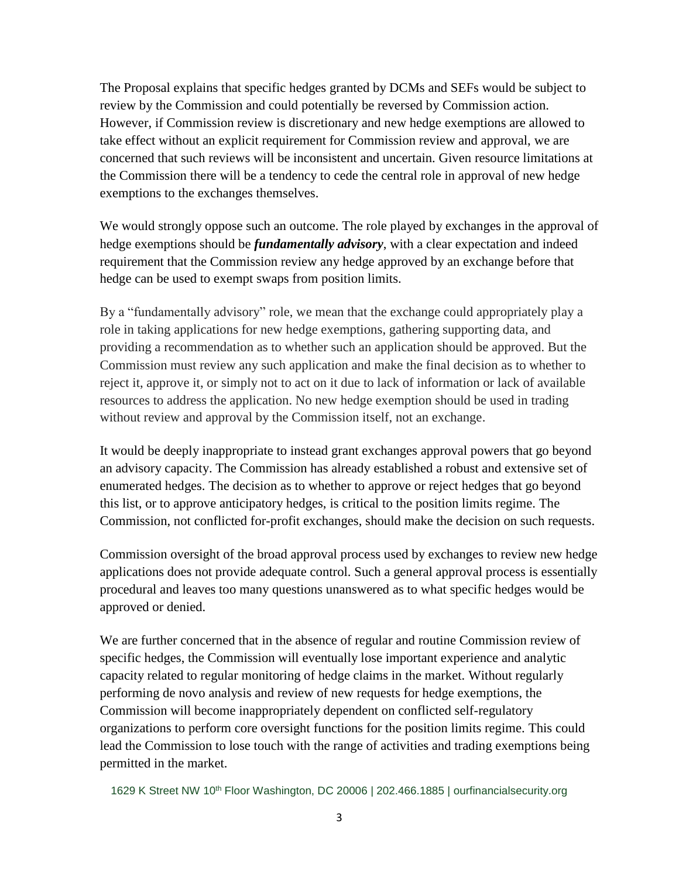The Proposal explains that specific hedges granted by DCMs and SEFs would be subject to review by the Commission and could potentially be reversed by Commission action. However, if Commission review is discretionary and new hedge exemptions are allowed to take effect without an explicit requirement for Commission review and approval, we are concerned that such reviews will be inconsistent and uncertain. Given resource limitations at the Commission there will be a tendency to cede the central role in approval of new hedge exemptions to the exchanges themselves.

We would strongly oppose such an outcome. The role played by exchanges in the approval of hedge exemptions should be ***fundamentally advisory***, with a clear expectation and indeed requirement that the Commission review any hedge approved by an exchange before that hedge can be used to exempt swaps from position limits.

By a "fundamentally advisory" role, we mean that the exchange could appropriately play a role in taking applications for new hedge exemptions, gathering supporting data, and providing a recommendation as to whether such an application should be approved. But the Commission must review any such application and make the final decision as to whether to reject it, approve it, or simply not to act on it due to lack of information or lack of available resources to address the application. No new hedge exemption should be used in trading without review and approval by the Commission itself, not an exchange.

It would be deeply inappropriate to instead grant exchanges approval powers that go beyond an advisory capacity. The Commission has already established a robust and extensive set of enumerated hedges. The decision as to whether to approve or reject hedges that go beyond this list, or to approve anticipatory hedges, is critical to the position limits regime. The Commission, not conflicted for-profit exchanges, should make the decision on such requests.

Commission oversight of the broad approval process used by exchanges to review new hedge applications does not provide adequate control. Such a general approval process is essentially procedural and leaves too many questions unanswered as to what specific hedges would be approved or denied.

We are further concerned that in the absence of regular and routine Commission review of specific hedges, the Commission will eventually lose important experience and analytic capacity related to regular monitoring of hedge claims in the market. Without regularly performing de novo analysis and review of new requests for hedge exemptions, the Commission will become inappropriately dependent on conflicted self-regulatory organizations to perform core oversight functions for the position limits regime. This could lead the Commission to lose touch with the range of activities and trading exemptions being permitted in the market.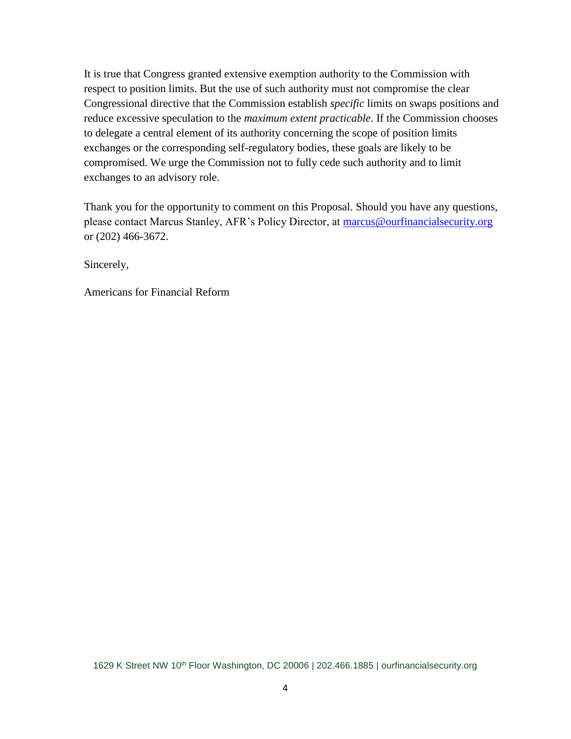It is true that Congress granted extensive exemption authority to the Commission with respect to position limits. But the use of such authority must not compromise the clear Congressional directive that the Commission establish *specific* limits on swaps positions and reduce excessive speculation to the *maximum extent practicable*. If the Commission chooses to delegate a central element of its authority concerning the scope of position limits exchanges or the corresponding self-regulatory bodies, these goals are likely to be compromised. We urge the Commission not to fully cede such authority and to limit exchanges to an advisory role.

Thank you for the opportunity to comment on this Proposal. Should you have any questions, please contact Marcus Stanley, AFR's Policy Director, at marcus@ourfinancialsecurity.org or (202) 466-3672.

Sincerely,

Americans for Financial Reform